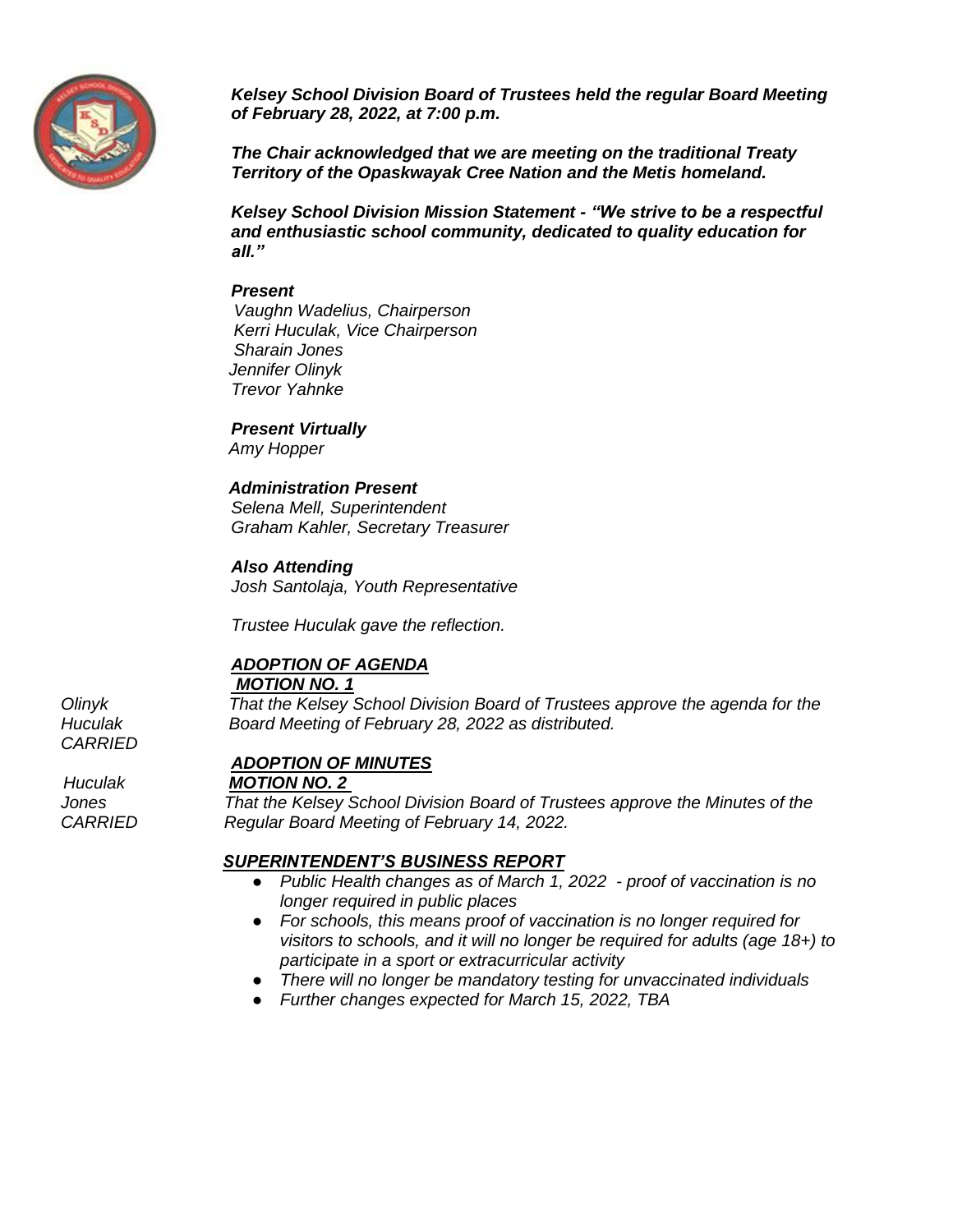***Kelsey School Division Board of Trustees held the regular Board Meeting of February 28, 2022, at 7:00 p.m.***

***The Chair acknowledged that we are meeting on the traditional Treaty Territory of the Opaskwayak Cree Nation and the Metis homeland.***

***Kelsey School Division Mission Statement - "We strive to be a respectful and enthusiastic school community, dedicated to quality education for all."***

***Present***
*Vaughn Wadelius, Chairperson*
*Kerri Huculak, Vice Chairperson*
*Sharain Jones*
*Jennifer Olinyk*
*Trevor Yahnke*

***Present Virtually***
*Amy Hopper*

***Administration Present***
*Selena Mell, Superintendent*
*Graham Kahler, Secretary Treasurer*

***Also Attending***
*Josh Santolaja, Youth Representative*

*Trustee Huculak gave the reflection.*

***ADOPTION OF AGENDA***
***MOTION NO. 1***

*Olinyk*
*Huculak*
*CARRIED*

*That the Kelsey School Division Board of Trustees approve the agenda for the Board Meeting of February 28, 2022 as distributed.*

***ADOPTION OF MINUTES***
***MOTION NO. 2***

*Huculak*
*Jones*
*CARRIED*

*That the Kelsey School Division Board of Trustees approve the Minutes of the Regular Board Meeting of February 14, 2022.*

***SUPERINTENDENT'S BUSINESS REPORT***

- *Public Health changes as of March 1, 2022 - proof of vaccination is no longer required in public places*
- *For schools, this means proof of vaccination is no longer required for visitors to schools, and it will no longer be required for adults (age 18+) to participate in a sport or extracurricular activity*
- *There will no longer be mandatory testing for unvaccinated individuals*
- *Further changes expected for March 15, 2022, TBA*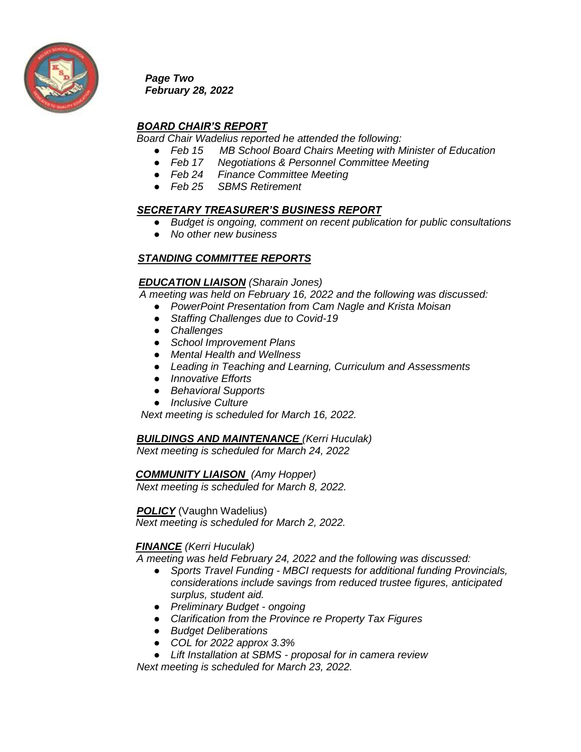*Page Two*
*February 28, 2022*

## ***BOARD CHAIR'S REPORT***

*Board Chair Wadelius reported he attended the following:*

- *Feb 15 MB School Board Chairs Meeting with Minister of Education*
- *Feb 17 Negotiations & Personnel Committee Meeting*
- *Feb 24 Finance Committee Meeting*
- *Feb 25 SBMS Retirement*

## ***SECRETARY TREASURER'S BUSINESS REPORT***

- *Budget is ongoing, comment on recent publication for public consultations*
- *No other new business*

## ***STANDING COMMITTEE REPORTS***

### ***EDUCATION LIAISON*** *(Sharain Jones)*

*A meeting was held on February 16, 2022 and the following was discussed:*

- *PowerPoint Presentation from Cam Nagle and Krista Moisan*
- *Staffing Challenges due to Covid-19*
- *Challenges*
- *School Improvement Plans*
- *Mental Health and Wellness*
- *Leading in Teaching and Learning, Curriculum and Assessments*
- *Innovative Efforts*
- *Behavioral Supports*
- *Inclusive Culture*

*Next meeting is scheduled for March 16, 2022.*

### ***BUILDINGS AND MAINTENANCE*** *(Kerri Huculak)*

*Next meeting is scheduled for March 24, 2022*

### ***COMMUNITY LIAISON*** *(Amy Hopper)*

*Next meeting is scheduled for March 8, 2022.*

### ***POLICY*** (Vaughn Wadelius)

*Next meeting is scheduled for March 2, 2022.*

### ***FINANCE*** *(Kerri Huculak)*

*A meeting was held February 24, 2022 and the following was discussed:*

- *Sports Travel Funding - MBCI requests for additional funding Provincials, considerations include savings from reduced trustee figures, anticipated surplus, student aid.*
- *Preliminary Budget - ongoing*
- *Clarification from the Province re Property Tax Figures*
- *Budget Deliberations*
- *COL for 2022 approx 3.3%*
- *Lift Installation at SBMS - proposal for in camera review*

*Next meeting is scheduled for March 23, 2022.*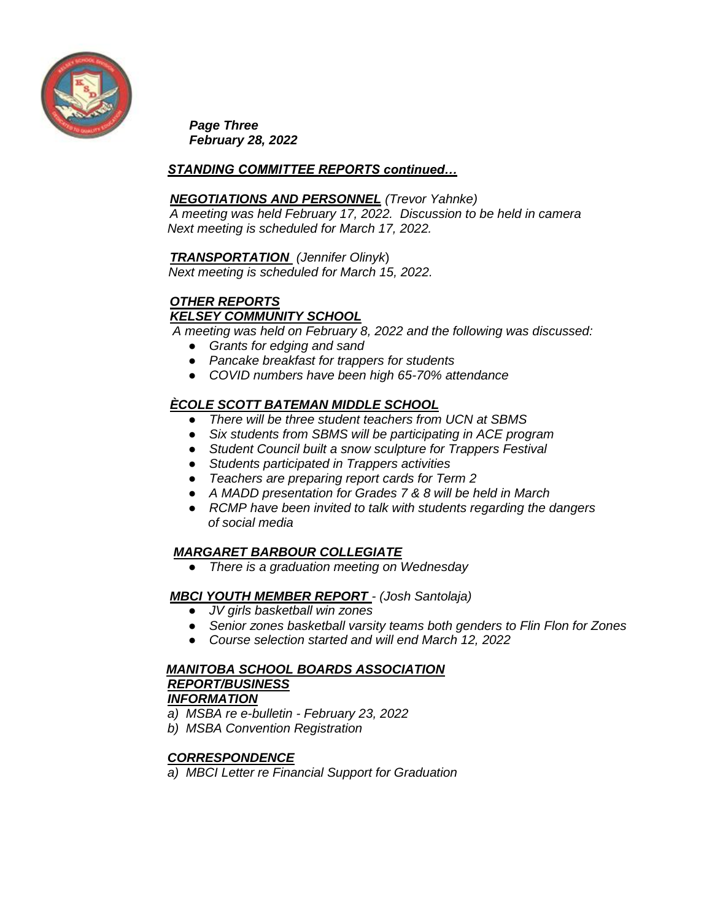***Page Three***
***February 28, 2022***

***STANDING COMMITTEE REPORTS continued…***

***NEGOTIATIONS AND PERSONNEL*** *(Trevor Yahnke)*
*A meeting was held February 17, 2022. Discussion to be held in camera*
*Next meeting is scheduled for March 17, 2022.*

***TRANSPORTATION*** *(Jennifer Olinyk)*
*Next meeting is scheduled for March 15, 2022.*

***OTHER REPORTS***
***KELSEY COMMUNITY SCHOOL***
*A meeting was held on February 8, 2022 and the following was discussed:*

- *Grants for edging and sand*
- *Pancake breakfast for trappers for students*
- *COVID numbers have been high 65-70% attendance*

***ÈCOLE SCOTT BATEMAN MIDDLE SCHOOL***

- *There will be three student teachers from UCN at SBMS*
- *Six students from SBMS will be participating in ACE program*
- *Student Council built a snow sculpture for Trappers Festival*
- *Students participated in Trappers activities*
- *Teachers are preparing report cards for Term 2*
- *A MADD presentation for Grades 7 & 8 will be held in March*
- *RCMP have been invited to talk with students regarding the dangers of social media*

***MARGARET BARBOUR COLLEGIATE***

- *There is a graduation meeting on Wednesday*

***MBCI YOUTH MEMBER REPORT*** *- (Josh Santolaja)*

- *JV girls basketball win zones*
- *Senior zones basketball varsity teams both genders to Flin Flon for Zones*
- *Course selection started and will end March 12, 2022*

***MANITOBA SCHOOL BOARDS ASSOCIATION REPORT/BUSINESS***
***INFORMATION***

*a) MSBA re e-bulletin - February 23, 2022*
*b) MSBA Convention Registration*

***CORRESPONDENCE***

*a) MBCI Letter re Financial Support for Graduation*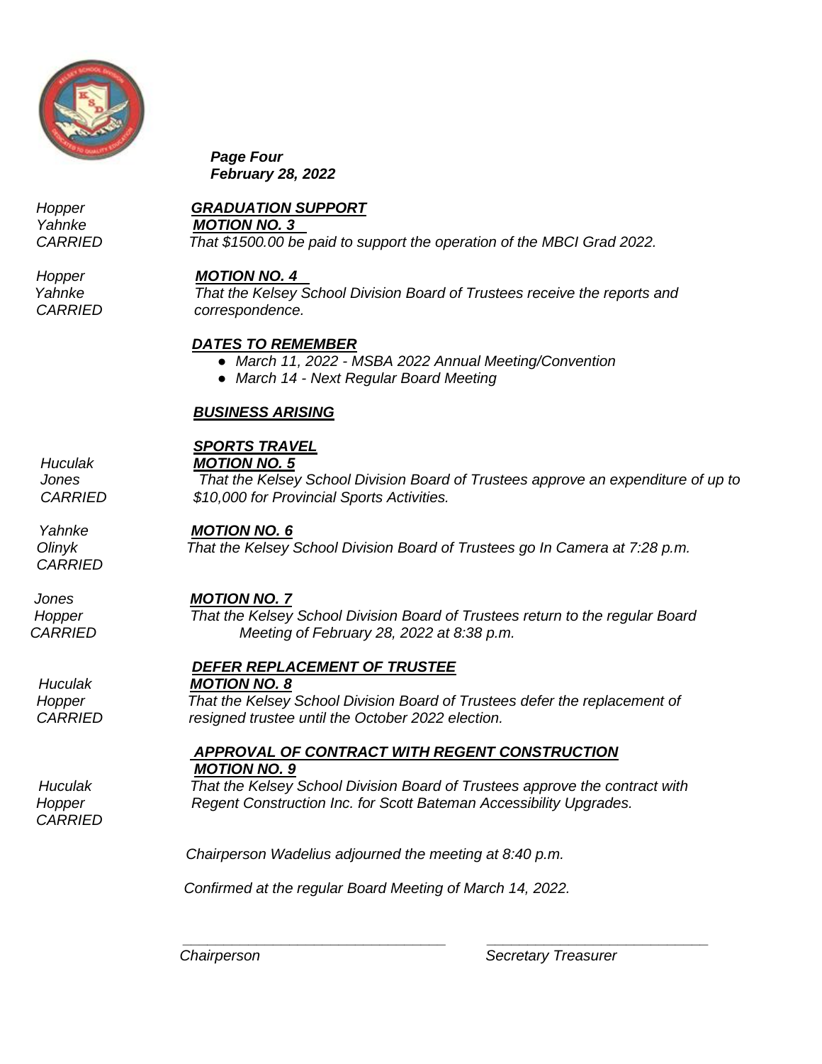*Page Four*
*February 28, 2022*

***GRADUATION SUPPORT***

*Hopper*
*Yahnke*
*CARRIED*

***MOTION NO. 3***
*That $1500.00 be paid to support the operation of the MBCI Grad 2022.*

*Hopper*
*Yahnke*
*CARRIED*

***MOTION NO. 4***
*That the Kelsey School Division Board of Trustees receive the reports and correspondence.*

***DATES TO REMEMBER***

- *March 11, 2022 - MSBA 2022 Annual Meeting/Convention*
- *March 14 - Next Regular Board Meeting*

***BUSINESS ARISING***

***SPORTS TRAVEL***

*Huculak*
*Jones*
*CARRIED*

***MOTION NO. 5***
*That the Kelsey School Division Board of Trustees approve an expenditure of up to $10,000 for Provincial Sports Activities.*

*Yahnke*
*Olinyk*
*CARRIED*

***MOTION NO. 6***
*That the Kelsey School Division Board of Trustees go In Camera at 7:28 p.m.*

*Jones*
*Hopper*
*CARRIED*

***MOTION NO. 7***
*That the Kelsey School Division Board of Trustees return to the regular Board Meeting of February 28, 2022 at 8:38 p.m.*

***DEFER REPLACEMENT OF TRUSTEE***

*Huculak*
*Hopper*
*CARRIED*

***MOTION NO. 8***
*That the Kelsey School Division Board of Trustees defer the replacement of resigned trustee until the October 2022 election.*

***APPROVAL OF CONTRACT WITH REGENT CONSTRUCTION***

*Huculak*
*Hopper*
*CARRIED*

***MOTION NO. 9***
*That the Kelsey School Division Board of Trustees approve the contract with Regent Construction Inc. for Scott Bateman Accessibility Upgrades.*

*Chairperson Wadelius adjourned the meeting at 8:40 p.m.*

*Confirmed at the regular Board Meeting of March 14, 2022.*

*________________________________ Chairperson*

*____________________________ Secretary Treasurer*